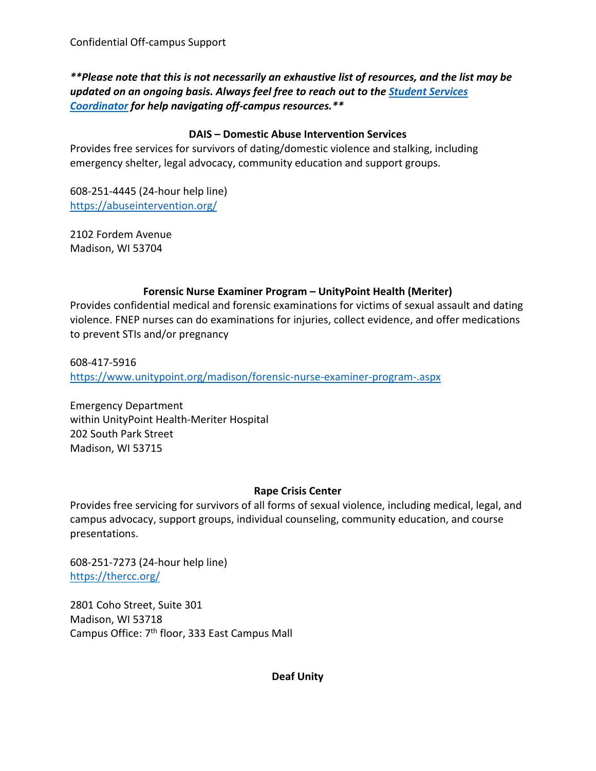Confidential Off-campus Support

***\*\*Please note that this is not necessarily an exhaustive list of resources, and the list may be updated on an ongoing basis. Always feel free to reach out to the [Student Services Coordinator]() for help navigating off-campus resources.\*\****

### DAIS – Domestic Abuse Intervention Services

Provides free services for survivors of dating/domestic violence and stalking, including emergency shelter, legal advocacy, community education and support groups.

608-251-4445 (24-hour help line)
[https://abuseintervention.org/](https://abuseintervention.org/)

2102 Fordem Avenue
Madison, WI 53704

### Forensic Nurse Examiner Program – UnityPoint Health (Meriter)

Provides confidential medical and forensic examinations for victims of sexual assault and dating violence. FNEP nurses can do examinations for injuries, collect evidence, and offer medications to prevent STIs and/or pregnancy

608-417-5916
[https://www.unitypoint.org/madison/forensic-nurse-examiner-program-.aspx](https://www.unitypoint.org/madison/forensic-nurse-examiner-program-.aspx)

Emergency Department
within UnityPoint Health-Meriter Hospital
202 South Park Street
Madison, WI 53715

### Rape Crisis Center

Provides free servicing for survivors of all forms of sexual violence, including medical, legal, and campus advocacy, support groups, individual counseling, community education, and course presentations.

608-251-7273 (24-hour help line)
[https://thercc.org/](https://thercc.org/)

2801 Coho Street, Suite 301
Madison, WI 53718
Campus Office: 7th floor, 333 East Campus Mall

### Deaf Unity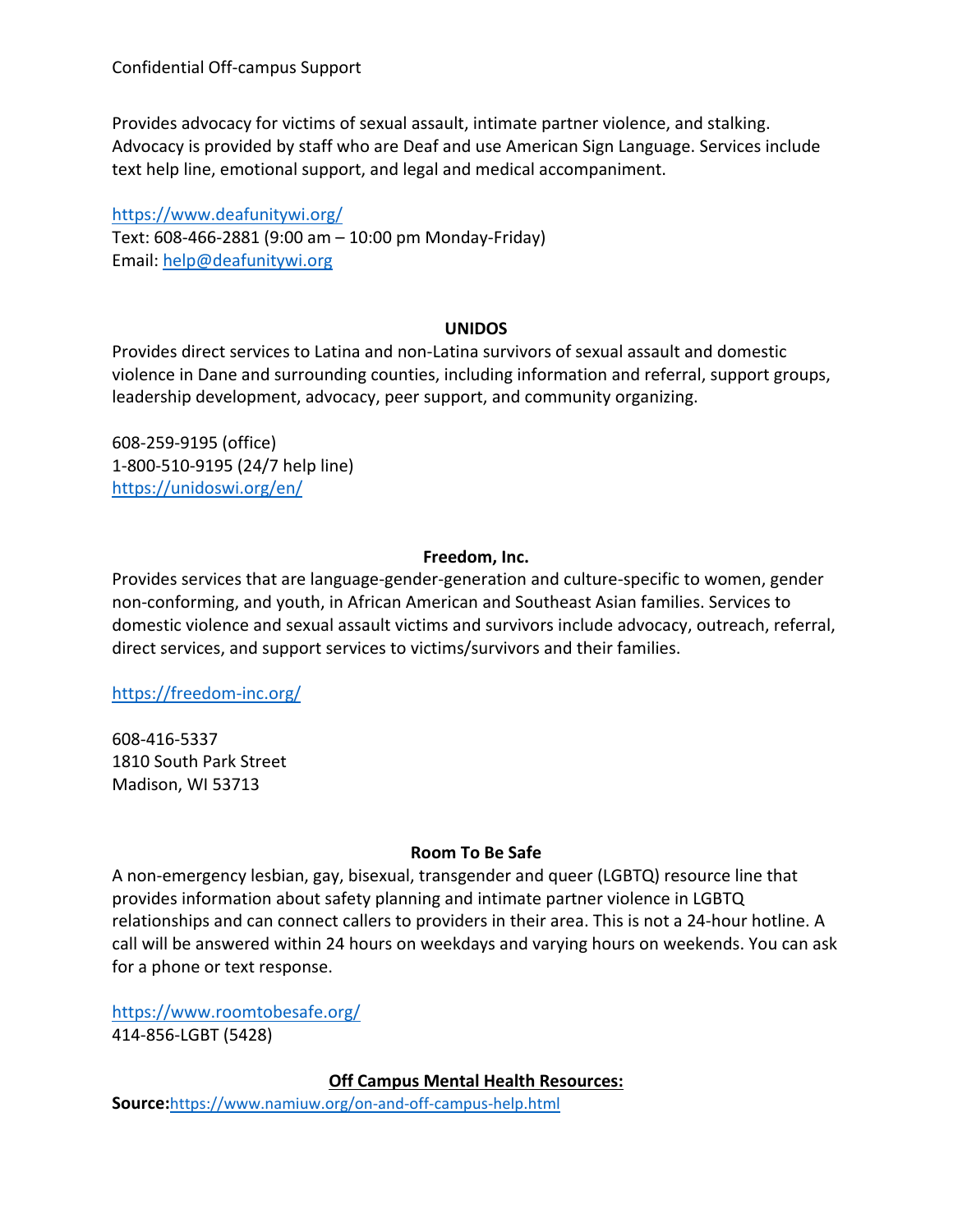Confidential Off-campus Support

Provides advocacy for victims of sexual assault, intimate partner violence, and stalking. Advocacy is provided by staff who are Deaf and use American Sign Language. Services include text help line, emotional support, and legal and medical accompaniment.

https://www.deafunitywi.org/
Text: 608-466-2881 (9:00 am – 10:00 pm Monday-Friday)
Email: help@deafunitywi.org

**UNIDOS**

Provides direct services to Latina and non-Latina survivors of sexual assault and domestic violence in Dane and surrounding counties, including information and referral, support groups, leadership development, advocacy, peer support, and community organizing.

608-259-9195 (office)
1-800-510-9195 (24/7 help line)
https://unidoswi.org/en/

**Freedom, Inc.**

Provides services that are language-gender-generation and culture-specific to women, gender non-conforming, and youth, in African American and Southeast Asian families. Services to domestic violence and sexual assault victims and survivors include advocacy, outreach, referral, direct services, and support services to victims/survivors and their families.

https://freedom-inc.org/

608-416-5337
1810 South Park Street
Madison, WI 53713

**Room To Be Safe**

A non-emergency lesbian, gay, bisexual, transgender and queer (LGBTQ) resource line that provides information about safety planning and intimate partner violence in LGBTQ relationships and can connect callers to providers in their area. This is not a 24-hour hotline. A call will be answered within 24 hours on weekdays and varying hours on weekends. You can ask for a phone or text response.

https://www.roomtobesafe.org/
414-856-LGBT (5428)

**Off Campus Mental Health Resources:**

**Source:** https://www.namiuw.org/on-and-off-campus-help.html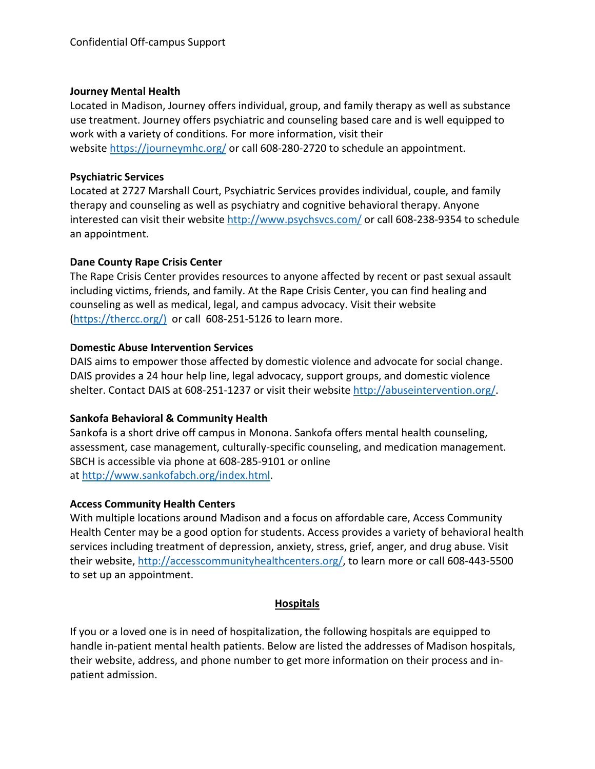Confidential Off-campus Support

**Journey Mental Health**
Located in Madison, Journey offers individual, group, and family therapy as well as substance use treatment. Journey offers psychiatric and counseling based care and is well equipped to work with a variety of conditions. For more information, visit their website https://journeymhc.org/ or call 608-280-2720 to schedule an appointment.

**Psychiatric Services**
Located at 2727 Marshall Court, Psychiatric Services provides individual, couple, and family therapy and counseling as well as psychiatry and cognitive behavioral therapy. Anyone interested can visit their website http://www.psychsvcs.com/ or call 608-238-9354 to schedule an appointment.

**Dane County Rape Crisis Center**
The Rape Crisis Center provides resources to anyone affected by recent or past sexual assault including victims, friends, and family. At the Rape Crisis Center, you can find healing and counseling as well as medical, legal, and campus advocacy. Visit their website (https://thercc.org/) or call 608-251-5126 to learn more.

**Domestic Abuse Intervention Services**
DAIS aims to empower those affected by domestic violence and advocate for social change. DAIS provides a 24 hour help line, legal advocacy, support groups, and domestic violence shelter. Contact DAIS at 608-251-1237 or visit their website http://abuseintervention.org/.

**Sankofa Behavioral & Community Health**
Sankofa is a short drive off campus in Monona. Sankofa offers mental health counseling, assessment, case management, culturally-specific counseling, and medication management. SBCH is accessible via phone at 608-285-9101 or online at http://www.sankofabch.org/index.html.

**Access Community Health Centers**
With multiple locations around Madison and a focus on affordable care, Access Community Health Center may be a good option for students. Access provides a variety of behavioral health services including treatment of depression, anxiety, stress, grief, anger, and drug abuse. Visit their website, http://accesscommunityhealthcenters.org/, to learn more or call 608-443-5500 to set up an appointment.

## Hospitals

If you or a loved one is in need of hospitalization, the following hospitals are equipped to handle in-patient mental health patients. Below are listed the addresses of Madison hospitals, their website, address, and phone number to get more information on their process and in-patient admission.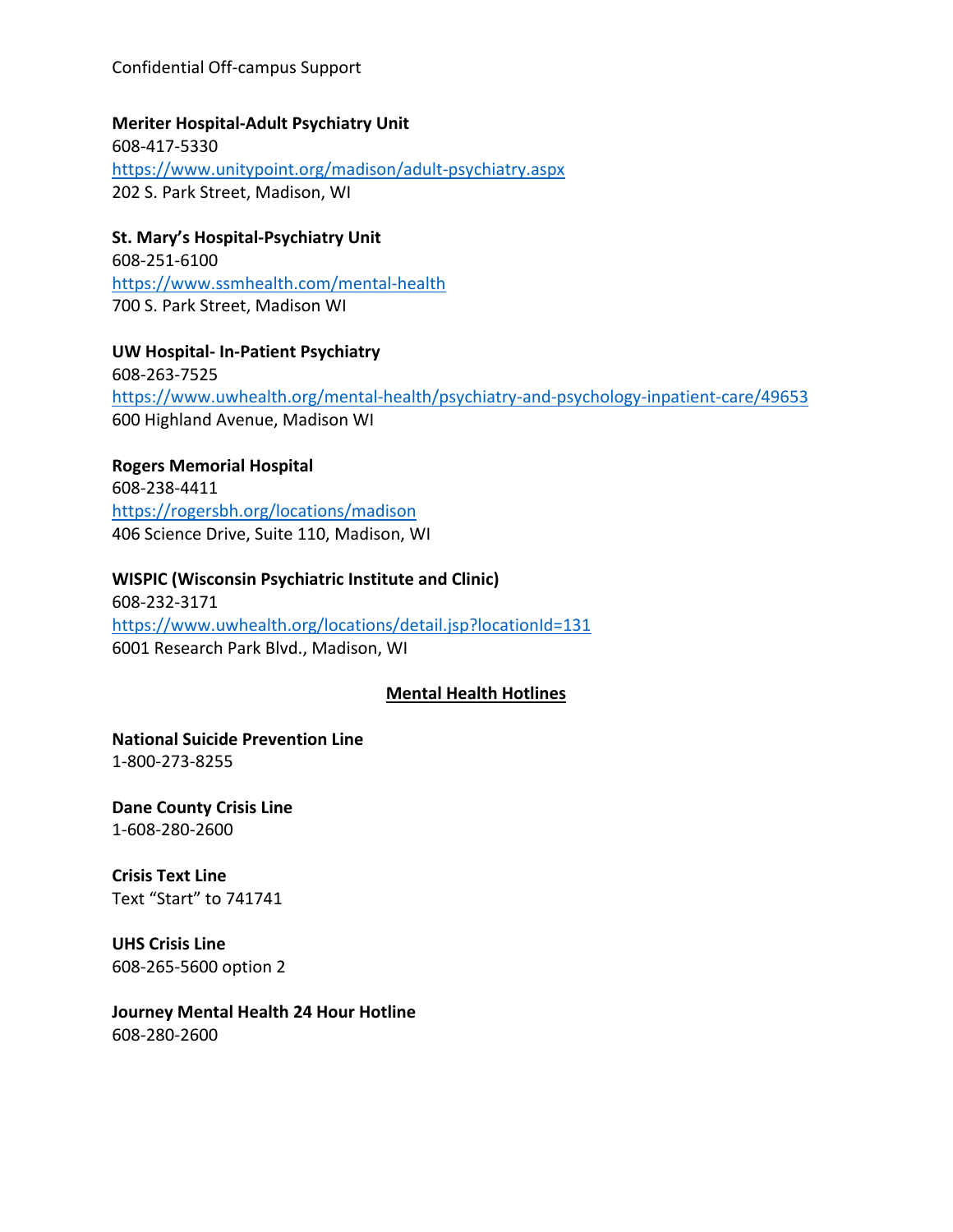Confidential Off-campus Support

**Meriter Hospital-Adult Psychiatry Unit**
608-417-5330
https://www.unitypoint.org/madison/adult-psychiatry.aspx
202 S. Park Street, Madison, WI

**St. Mary's Hospital-Psychiatry Unit**
608-251-6100
https://www.ssmhealth.com/mental-health
700 S. Park Street, Madison WI

**UW Hospital- In-Patient Psychiatry**
608-263-7525
https://www.uwhealth.org/mental-health/psychiatry-and-psychology-inpatient-care/49653
600 Highland Avenue, Madison WI

**Rogers Memorial Hospital**
608-238-4411
https://rogersbh.org/locations/madison
406 Science Drive, Suite 110, Madison, WI

**WISPIC (Wisconsin Psychiatric Institute and Clinic)**
608-232-3171
https://www.uwhealth.org/locations/detail.jsp?locationId=131
6001 Research Park Blvd., Madison, WI

## Mental Health Hotlines

**National Suicide Prevention Line**
1-800-273-8255

**Dane County Crisis Line**
1-608-280-2600

**Crisis Text Line**
Text "Start" to 741741

**UHS Crisis Line**
608-265-5600 option 2

**Journey Mental Health 24 Hour Hotline**
608-280-2600